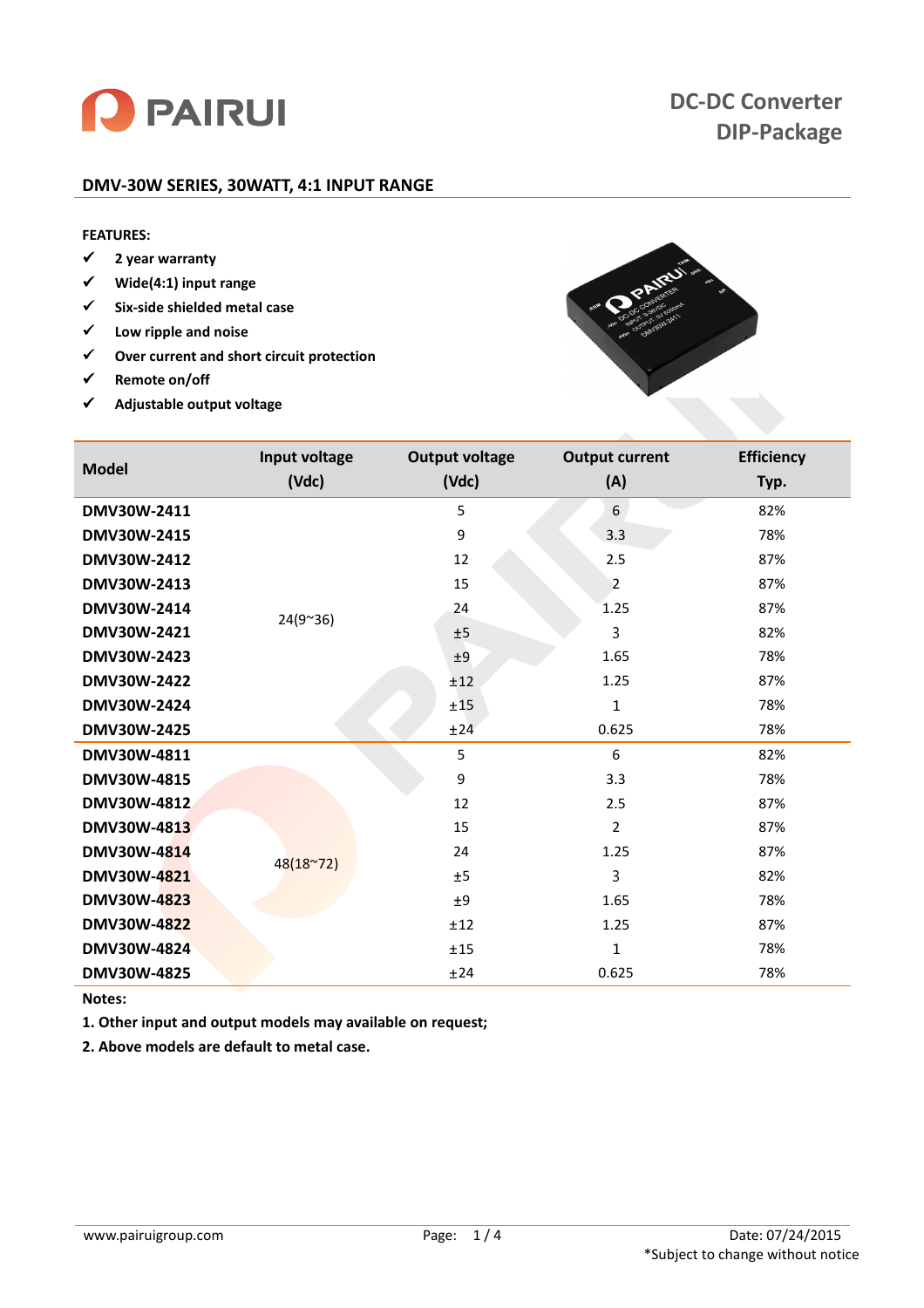PAIRUI

DC-DC Converter
DIP-Package

## DMV-30W SERIES, 30WATT, 4:1 INPUT RANGE

**FEATURES:**

- ✓ 2 year warranty
- ✓ Wide(4:1) input range
- ✓ Six-side shielded metal case
- ✓ Low ripple and noise
- ✓ Over current and short circuit protection
- ✓ Remote on/off
- ✓ Adjustable output voltage

| Model | Input voltage (Vdc) | Output voltage (Vdc) | Output current (A) | Efficiency Typ. |
|---|---|---|---|---|
| DMV30W-2411 | 24(9~36) | 5 | 6 | 82% |
| DMV30W-2415 | | 9 | 3.3 | 78% |
| DMV30W-2412 | | 12 | 2.5 | 87% |
| DMV30W-2413 | | 15 | 2 | 87% |
| DMV30W-2414 | | 24 | 1.25 | 87% |
| DMV30W-2421 | | ±5 | 3 | 82% |
| DMV30W-2423 | | ±9 | 1.65 | 78% |
| DMV30W-2422 | | ±12 | 1.25 | 87% |
| DMV30W-2424 | | ±15 | 1 | 78% |
| DMV30W-2425 | | ±24 | 0.625 | 78% |
| DMV30W-4811 | 48(18~72) | 5 | 6 | 82% |
| DMV30W-4815 | | 9 | 3.3 | 78% |
| DMV30W-4812 | | 12 | 2.5 | 87% |
| DMV30W-4813 | | 15 | 2 | 87% |
| DMV30W-4814 | | 24 | 1.25 | 87% |
| DMV30W-4821 | | ±5 | 3 | 82% |
| DMV30W-4823 | | ±9 | 1.65 | 78% |
| DMV30W-4822 | | ±12 | 1.25 | 87% |
| DMV30W-4824 | | ±15 | 1 | 78% |
| DMV30W-4825 | | ±24 | 0.625 | 78% |

**Notes:**

**1. Other input and output models may available on request;**

**2. Above models are default to metal case.**

www.pairuigroup.com

Date: 07/24/2015

*Subject to change without notice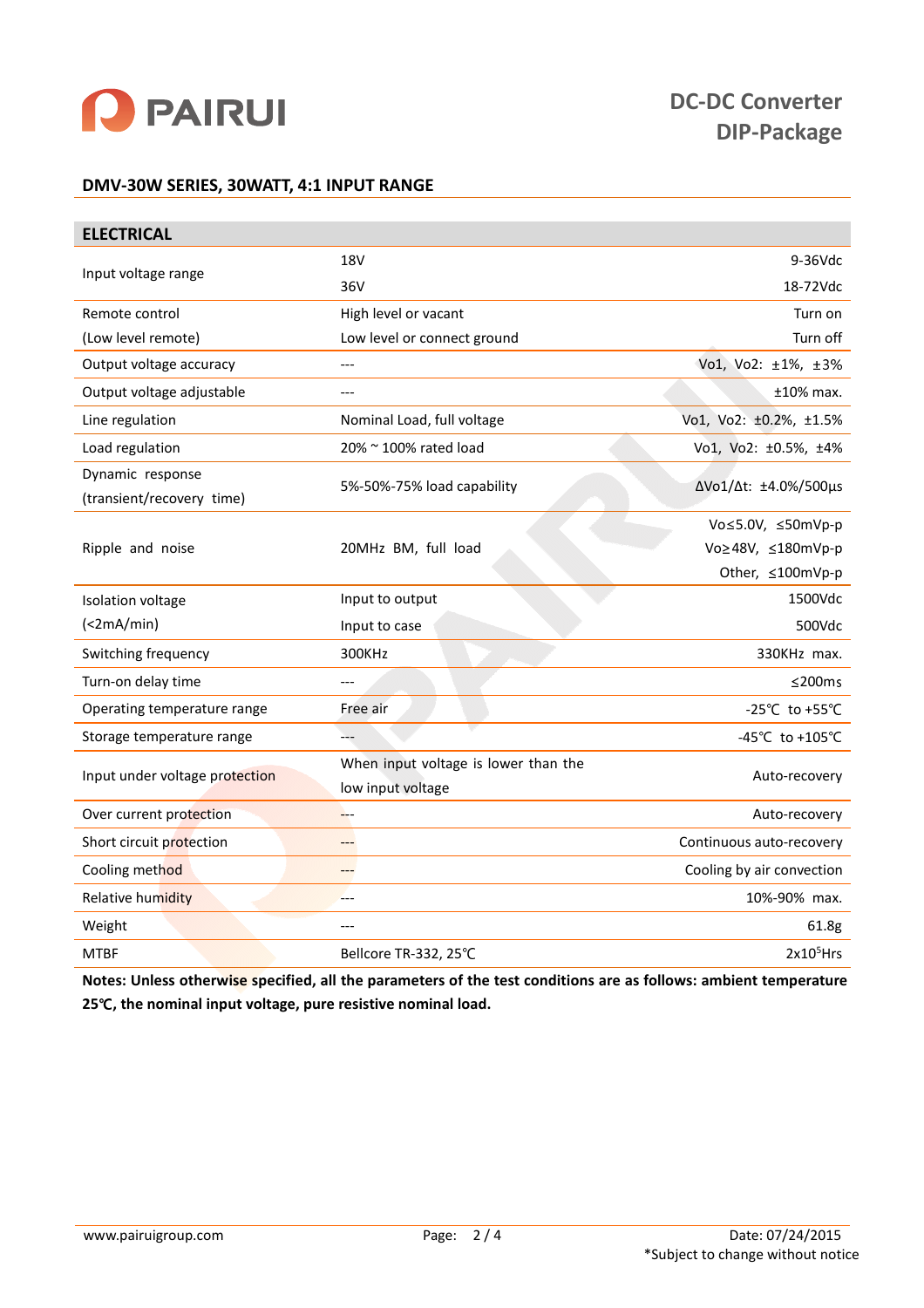# DC-DC Converter DIP-Package

## DMV-30W SERIES, 30WATT, 4:1 INPUT RANGE

| ELECTRICAL | | |
|---|---|---|
| Input voltage range | 18V | 9-36Vdc |
| | 36V | 18-72Vdc |
| Remote control | High level or vacant | Turn on |
| (Low level remote) | Low level or connect ground | Turn off |
| Output voltage accuracy | --- | Vo1, Vo2: ±1%, ±3% |
| Output voltage adjustable | --- | ±10% max. |
| Line regulation | Nominal Load, full voltage | Vo1, Vo2: ±0.2%, ±1.5% |
| Load regulation | 20% ~ 100% rated load | Vo1, Vo2: ±0.5%, ±4% |
| Dynamic response (transient/recovery time) | 5%-50%-75% load capability | ΔVo1/Δt: ±4.0%/500μs |
| Ripple and noise | 20MHz BM, full load | Vo≤5.0V, ≤50mVp-p |
| | | Vo≥48V, ≤180mVp-p |
| | | Other, ≤100mVp-p |
| Isolation voltage | Input to output | 1500Vdc |
| (<2mA/min) | Input to case | 500Vdc |
| Switching frequency | 300KHz | 330KHz max. |
| Turn-on delay time | --- | ≤200ms |
| Operating temperature range | Free air | -25℃ to +55℃ |
| Storage temperature range | --- | -45℃ to +105℃ |
| Input under voltage protection | When input voltage is lower than the low input voltage | Auto-recovery |
| Over current protection | --- | Auto-recovery |
| Short circuit protection | --- | Continuous auto-recovery |
| Cooling method | --- | Cooling by air convection |
| Relative humidity | --- | 10%-90% max. |
| Weight | --- | 61.8g |
| MTBF | Bellcore TR-332, 25℃ | $2x10^5$Hrs |

**Notes: Unless otherwise specified, all the parameters of the test conditions are as follows: ambient temperature 25℃, the nominal input voltage, pure resistive nominal load.**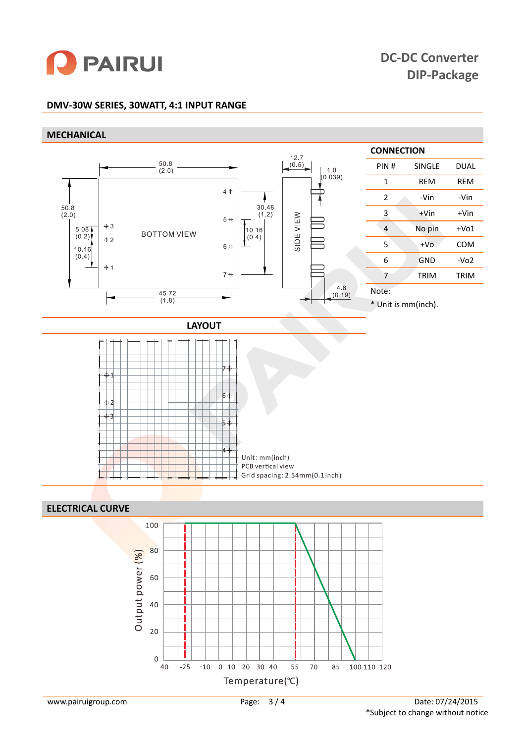**DC-DC Converter DIP-Package**

## DMV-30W SERIES, 30WATT, 4:1 INPUT RANGE

## MECHANICAL

### CONNECTION

| PIN # | SINGLE | DUAL |
|---|---|---|
| 1 | REM | REM |
| 2 | -Vin | -Vin |
| 3 | +Vin | +Vin |
| 4 | No pin | +Vo1 |
| 5 | +Vo | COM |
| 6 | GND | -Vo2 |
| 7 | TRIM | TRIM |

Note:

* Unit is mm(inch).

## LAYOUT

Unit : mm(inch)
PCB vertical view
Grid spacing: 2.54mm(0.1inch)

## ELECTRICAL CURVE

Output power (%) vs Temperature(℃)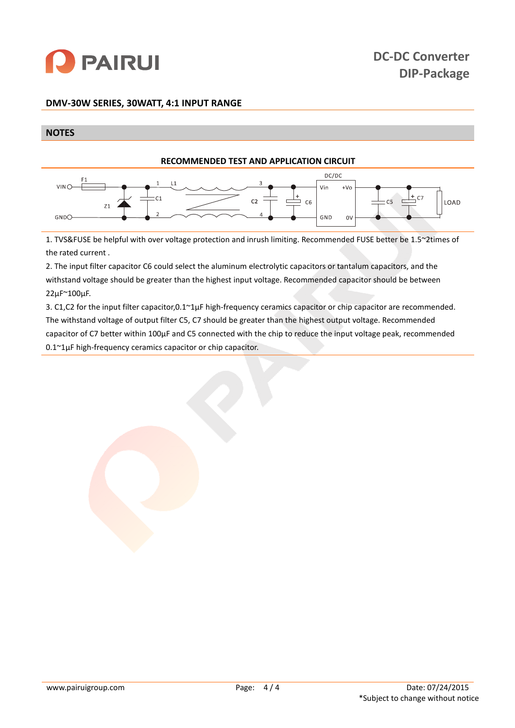## DMV-30W SERIES, 30WATT, 4:1 INPUT RANGE

## NOTES

### RECOMMENDED TEST AND APPLICATION CIRCUIT

VIN
GND
F1
Z1
C1
1
2
L1
3
4
C2
C6
DC/DC
Vin
GND
+Vo
0V
C5
C7
LOAD

1. TVS&FUSE be helpful with over voltage protection and inrush limiting. Recommended FUSE better be 1.5~2times of the rated current .

2. The input filter capacitor C6 could select the aluminum electrolytic capacitors or tantalum capacitors, and the withstand voltage should be greater than the highest input voltage. Recommended capacitor should be between 22μF~100μF.

3. C1,C2 for the input filter capacitor,0.1~1μF high-frequency ceramics capacitor or chip capacitor are recommended. The withstand voltage of output filter C5, C7 should be greater than the highest output voltage. Recommended capacitor of C7 better within 100μF and C5 connected with the chip to reduce the input voltage peak, recommended 0.1~1μF high-frequency ceramics capacitor or chip capacitor.